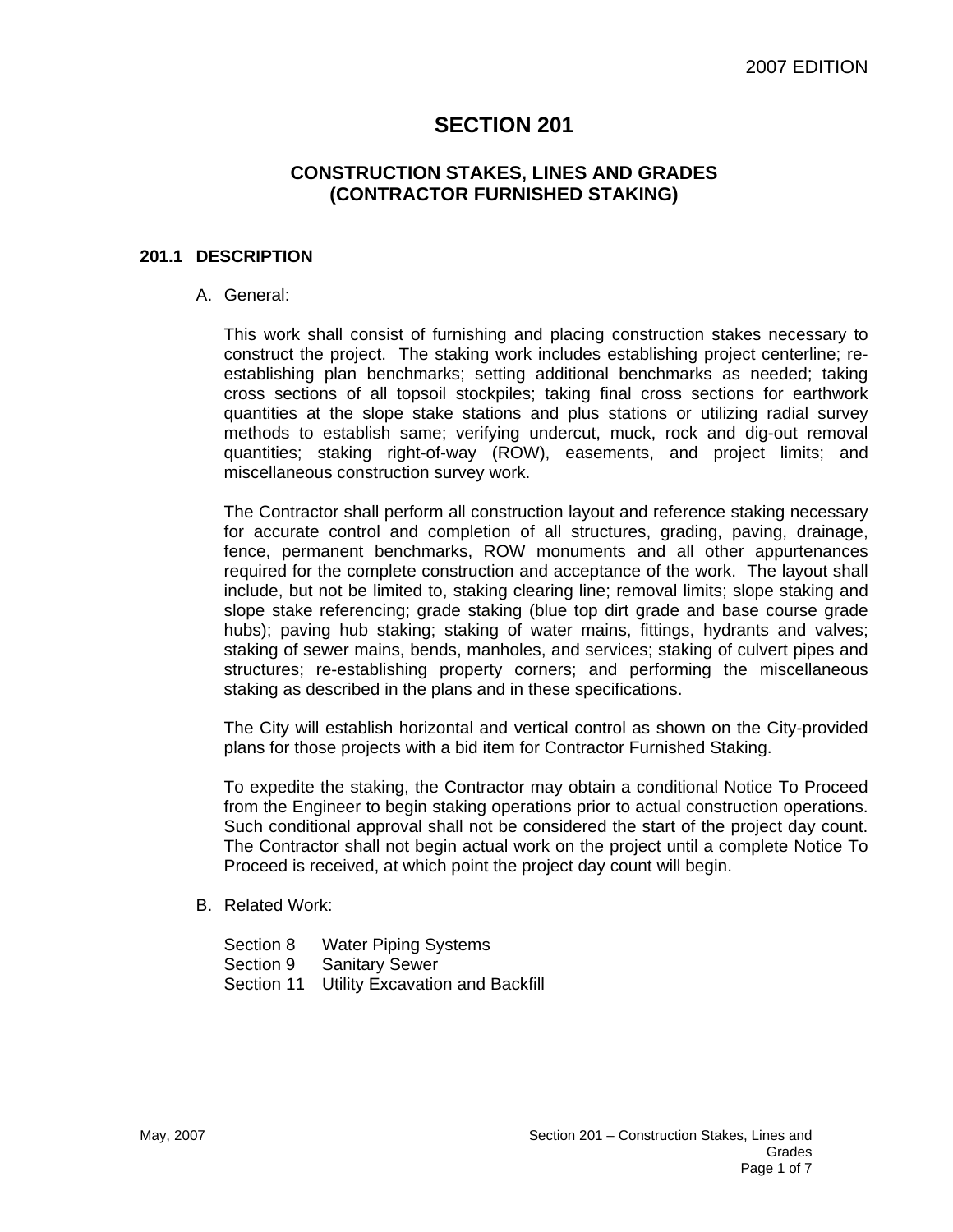# SECTION 201

## CONSTRUCTION STAKES, LINES AND GRADES (CONTRACTOR FURNISHED STAKING)

### 201.1 DESCRIPTION

A. General:

This work shall consist of furnishing and placing construction stakes necessary to construct the project. The staking work includes establishing project centerline; re-establishing plan benchmarks; setting additional benchmarks as needed; taking cross sections of all topsoil stockpiles; taking final cross sections for earthwork quantities at the slope stake stations and plus stations or utilizing radial survey methods to establish same; verifying undercut, muck, rock and dig-out removal quantities; staking right-of-way (ROW), easements, and project limits; and miscellaneous construction survey work.

The Contractor shall perform all construction layout and reference staking necessary for accurate control and completion of all structures, grading, paving, drainage, fence, permanent benchmarks, ROW monuments and all other appurtenances required for the complete construction and acceptance of the work. The layout shall include, but not be limited to, staking clearing line; removal limits; slope staking and slope stake referencing; grade staking (blue top dirt grade and base course grade hubs); paving hub staking; staking of water mains, fittings, hydrants and valves; staking of sewer mains, bends, manholes, and services; staking of culvert pipes and structures; re-establishing property corners; and performing the miscellaneous staking as described in the plans and in these specifications.

The City will establish horizontal and vertical control as shown on the City-provided plans for those projects with a bid item for Contractor Furnished Staking.

To expedite the staking, the Contractor may obtain a conditional Notice To Proceed from the Engineer to begin staking operations prior to actual construction operations. Such conditional approval shall not be considered the start of the project day count. The Contractor shall not begin actual work on the project until a complete Notice To Proceed is received, at which point the project day count will begin.

B. Related Work:

Section 8 Water Piping Systems
Section 9 Sanitary Sewer
Section 11 Utility Excavation and Backfill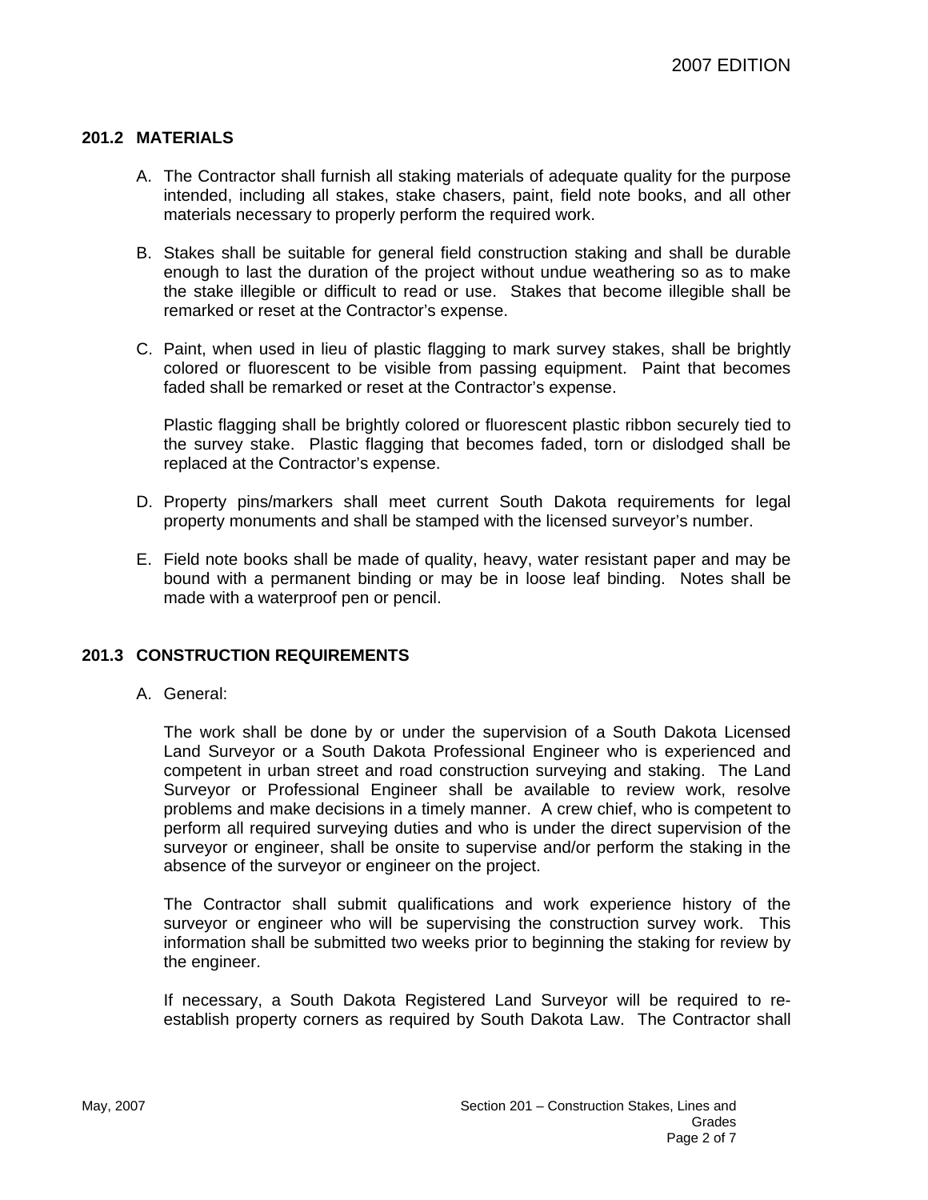## 201.2 MATERIALS

A. The Contractor shall furnish all staking materials of adequate quality for the purpose intended, including all stakes, stake chasers, paint, field note books, and all other materials necessary to properly perform the required work.

B. Stakes shall be suitable for general field construction staking and shall be durable enough to last the duration of the project without undue weathering so as to make the stake illegible or difficult to read or use. Stakes that become illegible shall be remarked or reset at the Contractor's expense.

C. Paint, when used in lieu of plastic flagging to mark survey stakes, shall be brightly colored or fluorescent to be visible from passing equipment. Paint that becomes faded shall be remarked or reset at the Contractor's expense.

   Plastic flagging shall be brightly colored or fluorescent plastic ribbon securely tied to the survey stake. Plastic flagging that becomes faded, torn or dislodged shall be replaced at the Contractor's expense.

D. Property pins/markers shall meet current South Dakota requirements for legal property monuments and shall be stamped with the licensed surveyor's number.

E. Field note books shall be made of quality, heavy, water resistant paper and may be bound with a permanent binding or may be in loose leaf binding. Notes shall be made with a waterproof pen or pencil.

## 201.3 CONSTRUCTION REQUIREMENTS

A. General:

   The work shall be done by or under the supervision of a South Dakota Licensed Land Surveyor or a South Dakota Professional Engineer who is experienced and competent in urban street and road construction surveying and staking. The Land Surveyor or Professional Engineer shall be available to review work, resolve problems and make decisions in a timely manner. A crew chief, who is competent to perform all required surveying duties and who is under the direct supervision of the surveyor or engineer, shall be onsite to supervise and/or perform the staking in the absence of the surveyor or engineer on the project.

   The Contractor shall submit qualifications and work experience history of the surveyor or engineer who will be supervising the construction survey work. This information shall be submitted two weeks prior to beginning the staking for review by the engineer.

   If necessary, a South Dakota Registered Land Surveyor will be required to re-establish property corners as required by South Dakota Law. The Contractor shall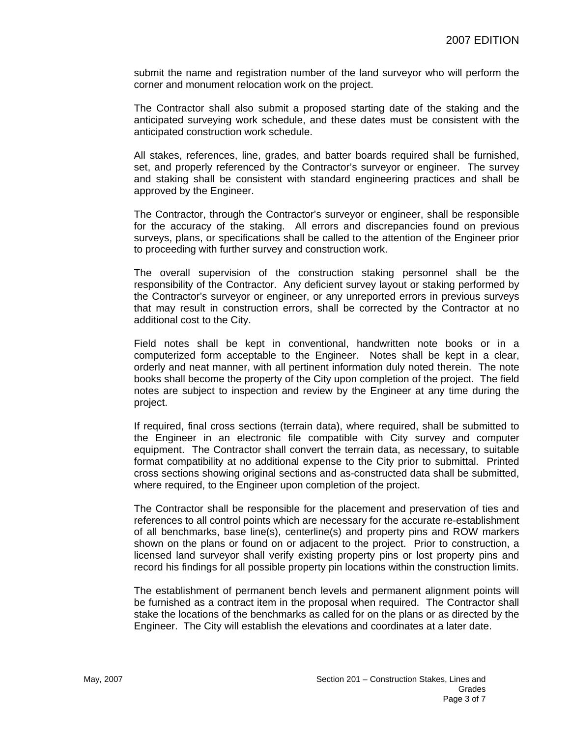submit the name and registration number of the land surveyor who will perform the corner and monument relocation work on the project.

The Contractor shall also submit a proposed starting date of the staking and the anticipated surveying work schedule, and these dates must be consistent with the anticipated construction work schedule.

All stakes, references, line, grades, and batter boards required shall be furnished, set, and properly referenced by the Contractor's surveyor or engineer. The survey and staking shall be consistent with standard engineering practices and shall be approved by the Engineer.

The Contractor, through the Contractor's surveyor or engineer, shall be responsible for the accuracy of the staking. All errors and discrepancies found on previous surveys, plans, or specifications shall be called to the attention of the Engineer prior to proceeding with further survey and construction work.

The overall supervision of the construction staking personnel shall be the responsibility of the Contractor. Any deficient survey layout or staking performed by the Contractor's surveyor or engineer, or any unreported errors in previous surveys that may result in construction errors, shall be corrected by the Contractor at no additional cost to the City.

Field notes shall be kept in conventional, handwritten note books or in a computerized form acceptable to the Engineer. Notes shall be kept in a clear, orderly and neat manner, with all pertinent information duly noted therein. The note books shall become the property of the City upon completion of the project. The field notes are subject to inspection and review by the Engineer at any time during the project.

If required, final cross sections (terrain data), where required, shall be submitted to the Engineer in an electronic file compatible with City survey and computer equipment. The Contractor shall convert the terrain data, as necessary, to suitable format compatibility at no additional expense to the City prior to submittal. Printed cross sections showing original sections and as-constructed data shall be submitted, where required, to the Engineer upon completion of the project.

The Contractor shall be responsible for the placement and preservation of ties and references to all control points which are necessary for the accurate re-establishment of all benchmarks, base line(s), centerline(s) and property pins and ROW markers shown on the plans or found on or adjacent to the project. Prior to construction, a licensed land surveyor shall verify existing property pins or lost property pins and record his findings for all possible property pin locations within the construction limits.

The establishment of permanent bench levels and permanent alignment points will be furnished as a contract item in the proposal when required. The Contractor shall stake the locations of the benchmarks as called for on the plans or as directed by the Engineer. The City will establish the elevations and coordinates at a later date.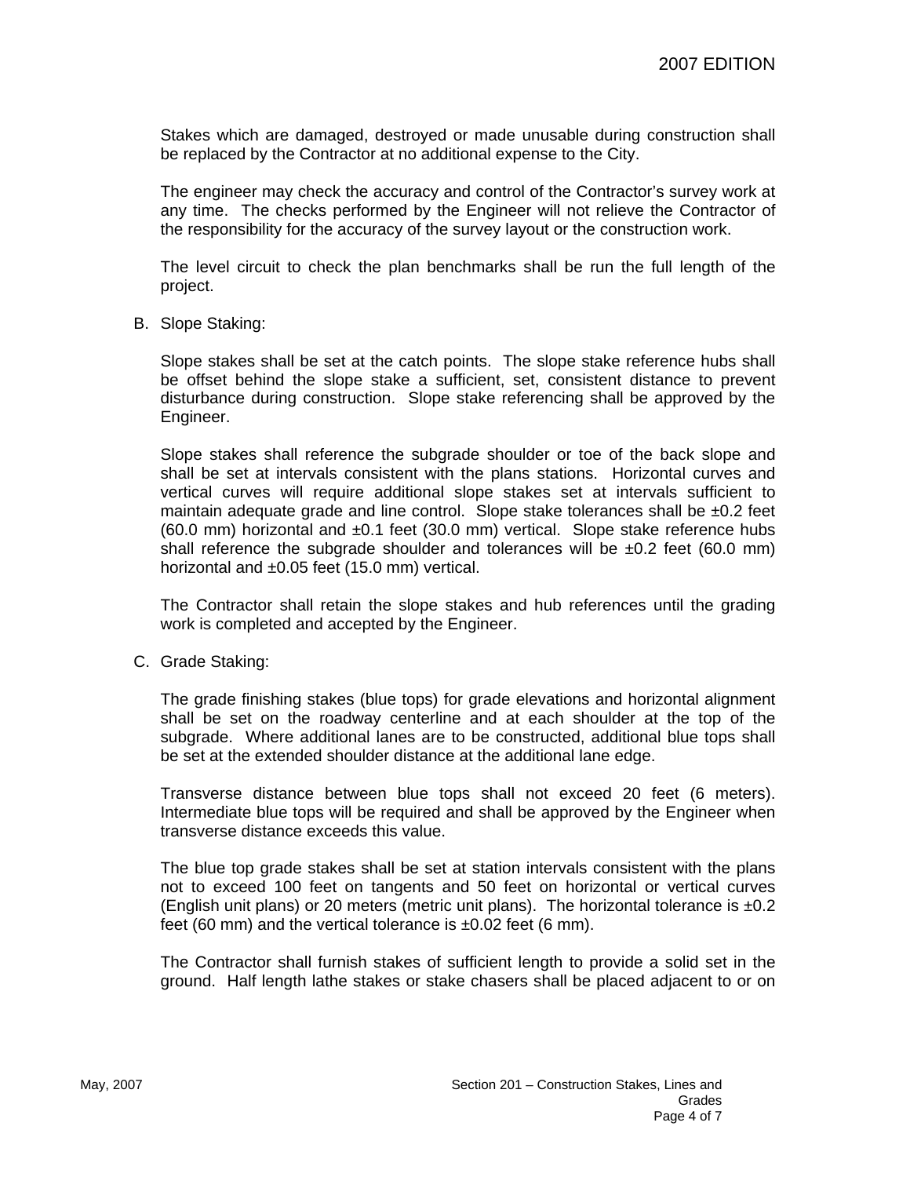Stakes which are damaged, destroyed or made unusable during construction shall be replaced by the Contractor at no additional expense to the City.

The engineer may check the accuracy and control of the Contractor's survey work at any time. The checks performed by the Engineer will not relieve the Contractor of the responsibility for the accuracy of the survey layout or the construction work.

The level circuit to check the plan benchmarks shall be run the full length of the project.

B. Slope Staking:

Slope stakes shall be set at the catch points. The slope stake reference hubs shall be offset behind the slope stake a sufficient, set, consistent distance to prevent disturbance during construction. Slope stake referencing shall be approved by the Engineer.

Slope stakes shall reference the subgrade shoulder or toe of the back slope and shall be set at intervals consistent with the plans stations. Horizontal curves and vertical curves will require additional slope stakes set at intervals sufficient to maintain adequate grade and line control. Slope stake tolerances shall be ±0.2 feet (60.0 mm) horizontal and ±0.1 feet (30.0 mm) vertical. Slope stake reference hubs shall reference the subgrade shoulder and tolerances will be ±0.2 feet (60.0 mm) horizontal and ±0.05 feet (15.0 mm) vertical.

The Contractor shall retain the slope stakes and hub references until the grading work is completed and accepted by the Engineer.

C. Grade Staking:

The grade finishing stakes (blue tops) for grade elevations and horizontal alignment shall be set on the roadway centerline and at each shoulder at the top of the subgrade. Where additional lanes are to be constructed, additional blue tops shall be set at the extended shoulder distance at the additional lane edge.

Transverse distance between blue tops shall not exceed 20 feet (6 meters). Intermediate blue tops will be required and shall be approved by the Engineer when transverse distance exceeds this value.

The blue top grade stakes shall be set at station intervals consistent with the plans not to exceed 100 feet on tangents and 50 feet on horizontal or vertical curves (English unit plans) or 20 meters (metric unit plans). The horizontal tolerance is ±0.2 feet (60 mm) and the vertical tolerance is ±0.02 feet (6 mm).

The Contractor shall furnish stakes of sufficient length to provide a solid set in the ground. Half length lathe stakes or stake chasers shall be placed adjacent to or on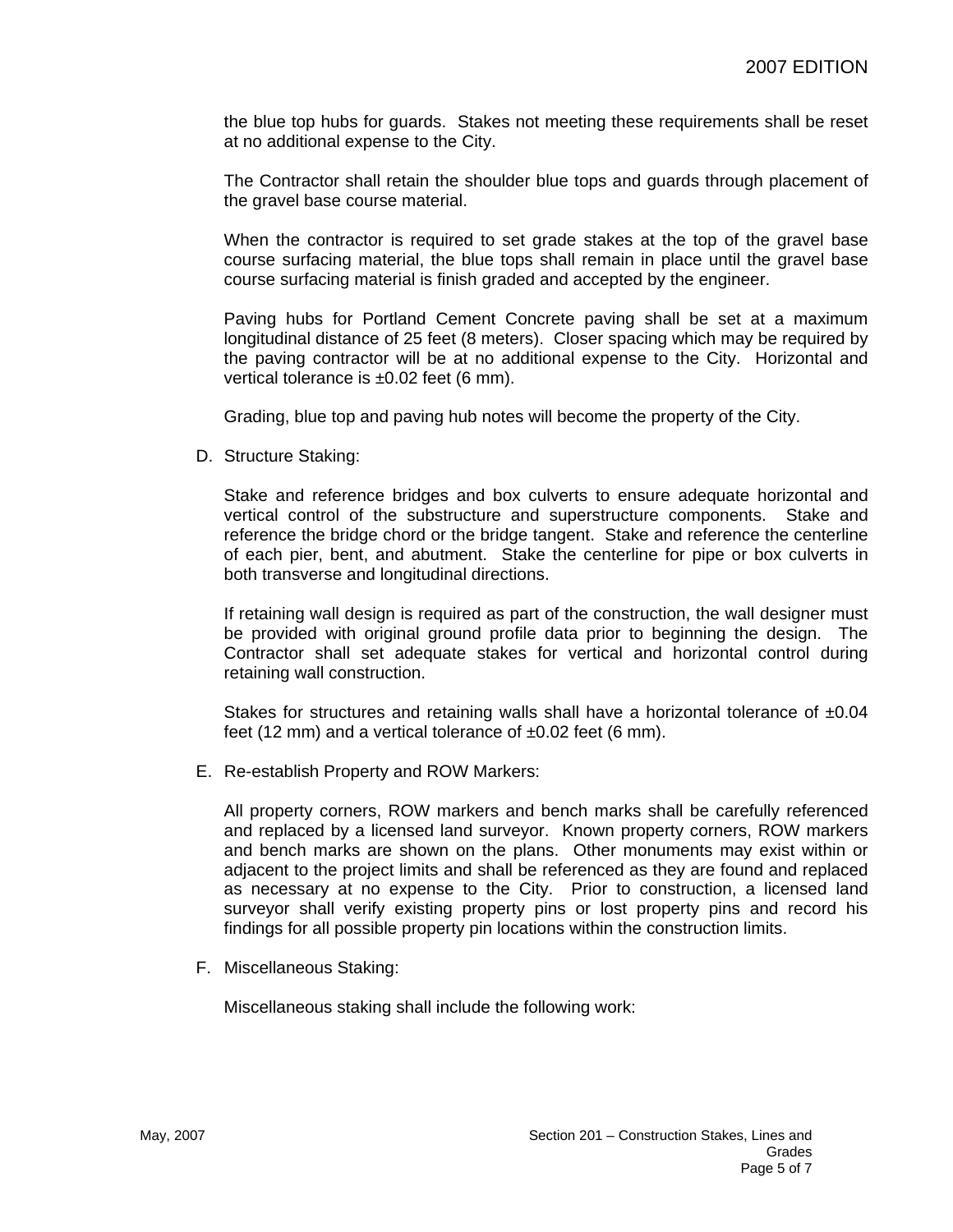the blue top hubs for guards. Stakes not meeting these requirements shall be reset at no additional expense to the City.

The Contractor shall retain the shoulder blue tops and guards through placement of the gravel base course material.

When the contractor is required to set grade stakes at the top of the gravel base course surfacing material, the blue tops shall remain in place until the gravel base course surfacing material is finish graded and accepted by the engineer.

Paving hubs for Portland Cement Concrete paving shall be set at a maximum longitudinal distance of 25 feet (8 meters). Closer spacing which may be required by the paving contractor will be at no additional expense to the City. Horizontal and vertical tolerance is ±0.02 feet (6 mm).

Grading, blue top and paving hub notes will become the property of the City.

D. Structure Staking:

Stake and reference bridges and box culverts to ensure adequate horizontal and vertical control of the substructure and superstructure components. Stake and reference the bridge chord or the bridge tangent. Stake and reference the centerline of each pier, bent, and abutment. Stake the centerline for pipe or box culverts in both transverse and longitudinal directions.

If retaining wall design is required as part of the construction, the wall designer must be provided with original ground profile data prior to beginning the design. The Contractor shall set adequate stakes for vertical and horizontal control during retaining wall construction.

Stakes for structures and retaining walls shall have a horizontal tolerance of ±0.04 feet (12 mm) and a vertical tolerance of ±0.02 feet (6 mm).

E. Re-establish Property and ROW Markers:

All property corners, ROW markers and bench marks shall be carefully referenced and replaced by a licensed land surveyor. Known property corners, ROW markers and bench marks are shown on the plans. Other monuments may exist within or adjacent to the project limits and shall be referenced as they are found and replaced as necessary at no expense to the City. Prior to construction, a licensed land surveyor shall verify existing property pins or lost property pins and record his findings for all possible property pin locations within the construction limits.

F. Miscellaneous Staking:

Miscellaneous staking shall include the following work: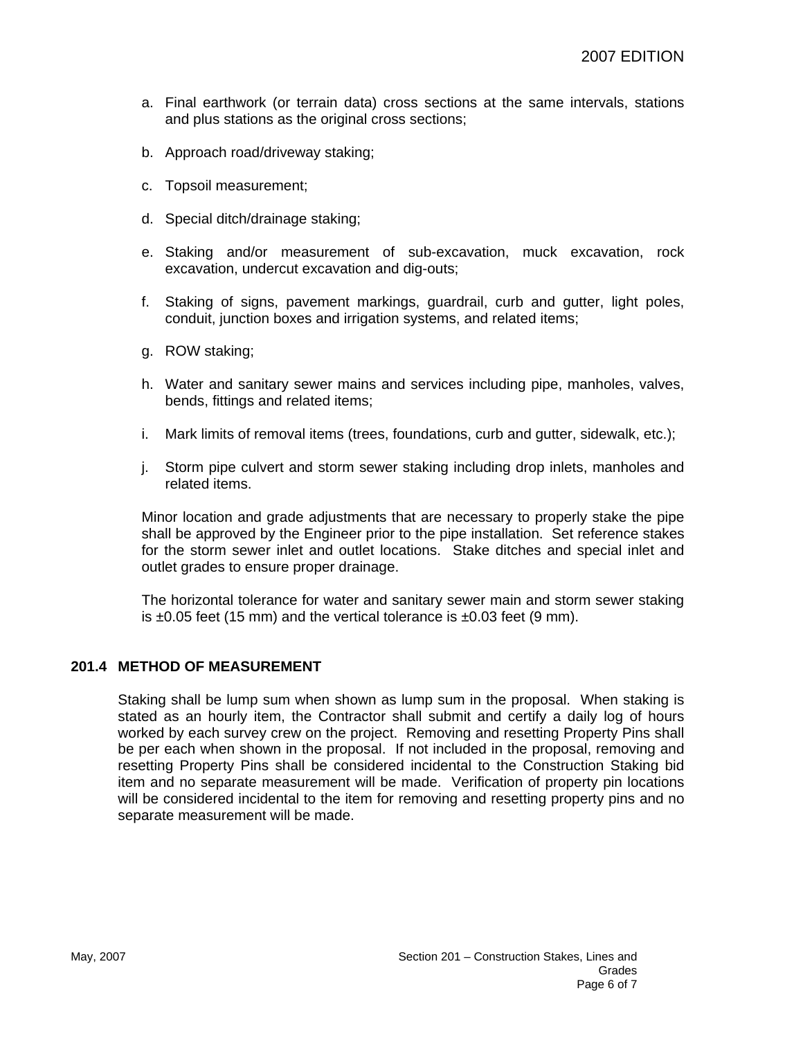a. Final earthwork (or terrain data) cross sections at the same intervals, stations and plus stations as the original cross sections;

b. Approach road/driveway staking;

c. Topsoil measurement;

d. Special ditch/drainage staking;

e. Staking and/or measurement of sub-excavation, muck excavation, rock excavation, undercut excavation and dig-outs;

f. Staking of signs, pavement markings, guardrail, curb and gutter, light poles, conduit, junction boxes and irrigation systems, and related items;

g. ROW staking;

h. Water and sanitary sewer mains and services including pipe, manholes, valves, bends, fittings and related items;

i. Mark limits of removal items (trees, foundations, curb and gutter, sidewalk, etc.);

j. Storm pipe culvert and storm sewer staking including drop inlets, manholes and related items.

Minor location and grade adjustments that are necessary to properly stake the pipe shall be approved by the Engineer prior to the pipe installation. Set reference stakes for the storm sewer inlet and outlet locations. Stake ditches and special inlet and outlet grades to ensure proper drainage.

The horizontal tolerance for water and sanitary sewer main and storm sewer staking is ±0.05 feet (15 mm) and the vertical tolerance is ±0.03 feet (9 mm).

## 201.4 METHOD OF MEASUREMENT

Staking shall be lump sum when shown as lump sum in the proposal. When staking is stated as an hourly item, the Contractor shall submit and certify a daily log of hours worked by each survey crew on the project. Removing and resetting Property Pins shall be per each when shown in the proposal. If not included in the proposal, removing and resetting Property Pins shall be considered incidental to the Construction Staking bid item and no separate measurement will be made. Verification of property pin locations will be considered incidental to the item for removing and resetting property pins and no separate measurement will be made.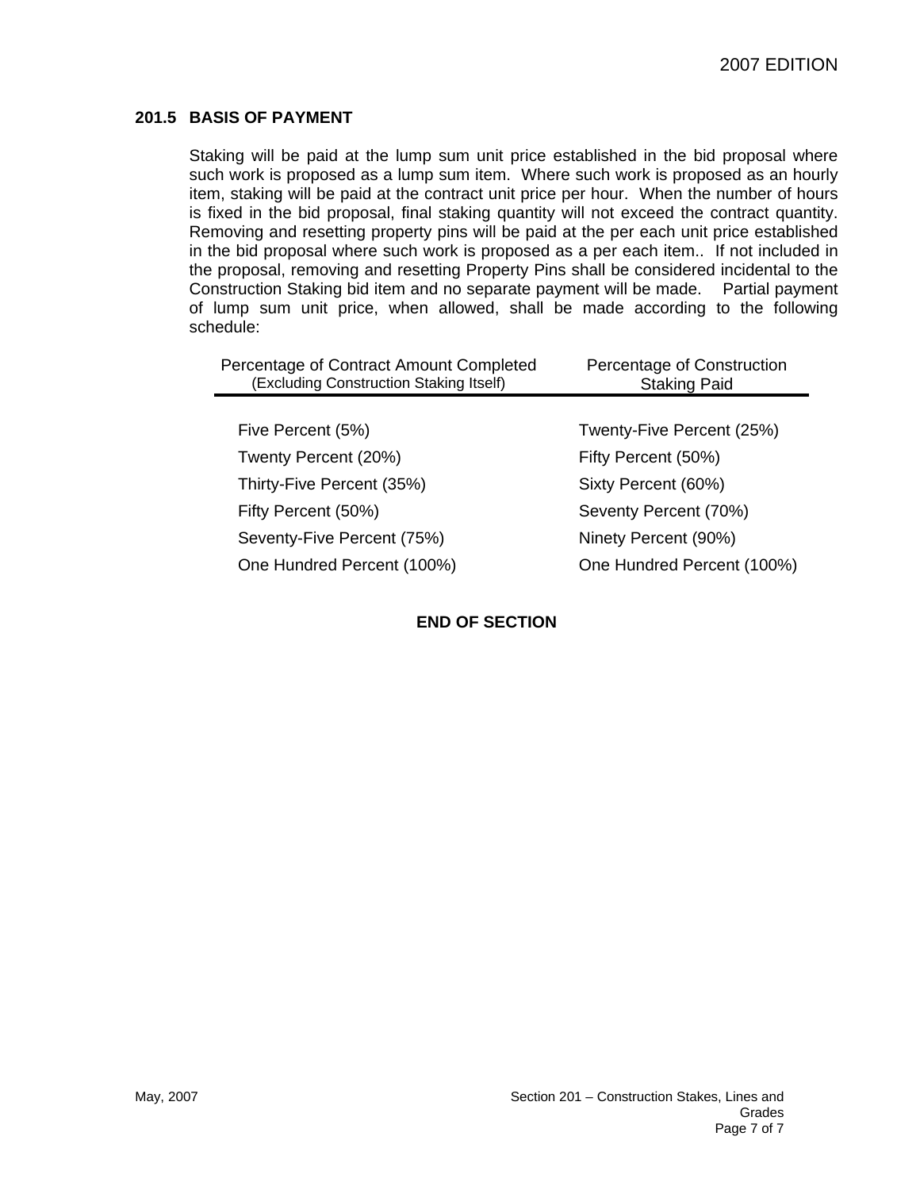### 201.5 BASIS OF PAYMENT

Staking will be paid at the lump sum unit price established in the bid proposal where such work is proposed as a lump sum item. Where such work is proposed as an hourly item, staking will be paid at the contract unit price per hour. When the number of hours is fixed in the bid proposal, final staking quantity will not exceed the contract quantity. Removing and resetting property pins will be paid at the per each unit price established in the bid proposal where such work is proposed as a per each item.. If not included in the proposal, removing and resetting Property Pins shall be considered incidental to the Construction Staking bid item and no separate payment will be made. Partial payment of lump sum unit price, when allowed, shall be made according to the following schedule:

| Percentage of Contract Amount Completed (Excluding Construction Staking Itself) | Percentage of Construction Staking Paid |
|---|---|
| Five Percent (5%) | Twenty-Five Percent (25%) |
| Twenty Percent (20%) | Fifty Percent (50%) |
| Thirty-Five Percent (35%) | Sixty Percent (60%) |
| Fifty Percent (50%) | Seventy Percent (70%) |
| Seventy-Five Percent (75%) | Ninety Percent (90%) |
| One Hundred Percent (100%) | One Hundred Percent (100%) |

**END OF SECTION**